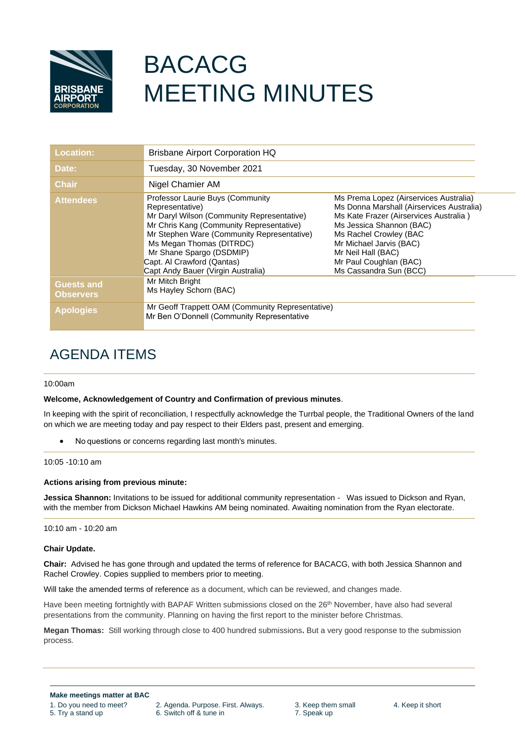# BACACG MEETING MINUTES

| Location: | Brisbane Airport Corporation HQ | |
|---|---|---|
| Date: | Tuesday, 30 November 2021 | |
| Chair | Nigel Chamier AM | |
| Attendees | Professor Laurie Buys (Community Representative)<br>Mr Daryl Wilson (Community Representative)<br>Mr Chris Kang (Community Representative)<br>Mr Stephen Ware (Community Representative)<br>Ms Megan Thomas (DITRDC)<br>Mr Shane Spargo (DSDMIP)<br>Capt. Al Crawford (Qantas)<br>Capt Andy Bauer (Virgin Australia) | Ms Prema Lopez (Airservices Australia)<br>Ms Donna Marshall (Airservices Australia)<br>Ms Kate Frazer (Airservices Australia )<br>Ms Jessica Shannon (BAC)<br>Ms Rachel Crowley (BAC<br>Mr Michael Jarvis (BAC)<br>Mr Neil Hall (BAC)<br>Mr Paul Coughlan (BAC)<br>Ms Cassandra Sun (BCC) |
| Guests and Observers | Mr Mitch Bright<br>Ms Hayley Schorn (BAC) | |
| Apologies | Mr Geoff Trappett OAM (Community Representative)<br>Mr Ben O'Donnell (Community Representative | |

## AGENDA ITEMS

10:00am

**Welcome, Acknowledgement of Country and Confirmation of previous minutes**.

In keeping with the spirit of reconciliation, I respectfully acknowledge the Turrbal people, the Traditional Owners of the land on which we are meeting today and pay respect to their Elders past, present and emerging.

- No questions or concerns regarding last month's minutes.

10:05 -10:10 am

**Actions arising from previous minute:**

**Jessica Shannon:** Invitations to be issued for additional community representation - Was issued to Dickson and Ryan, with the member from Dickson Michael Hawkins AM being nominated. Awaiting nomination from the Ryan electorate.

10:10 am - 10:20 am

**Chair Update.**

**Chair:** Advised he has gone through and updated the terms of reference for BACACG, with both Jessica Shannon and Rachel Crowley. Copies supplied to members prior to meeting.

Will take the amended terms of reference as a document, which can be reviewed, and changes made.

Have been meeting fortnightly with BAPAF Written submissions closed on the 26th November, have also had several presentations from the community. Planning on having the first report to the minister before Christmas.

**Megan Thomas:** Still working through close to 400 hundred submissions**.** But a very good response to the submission process.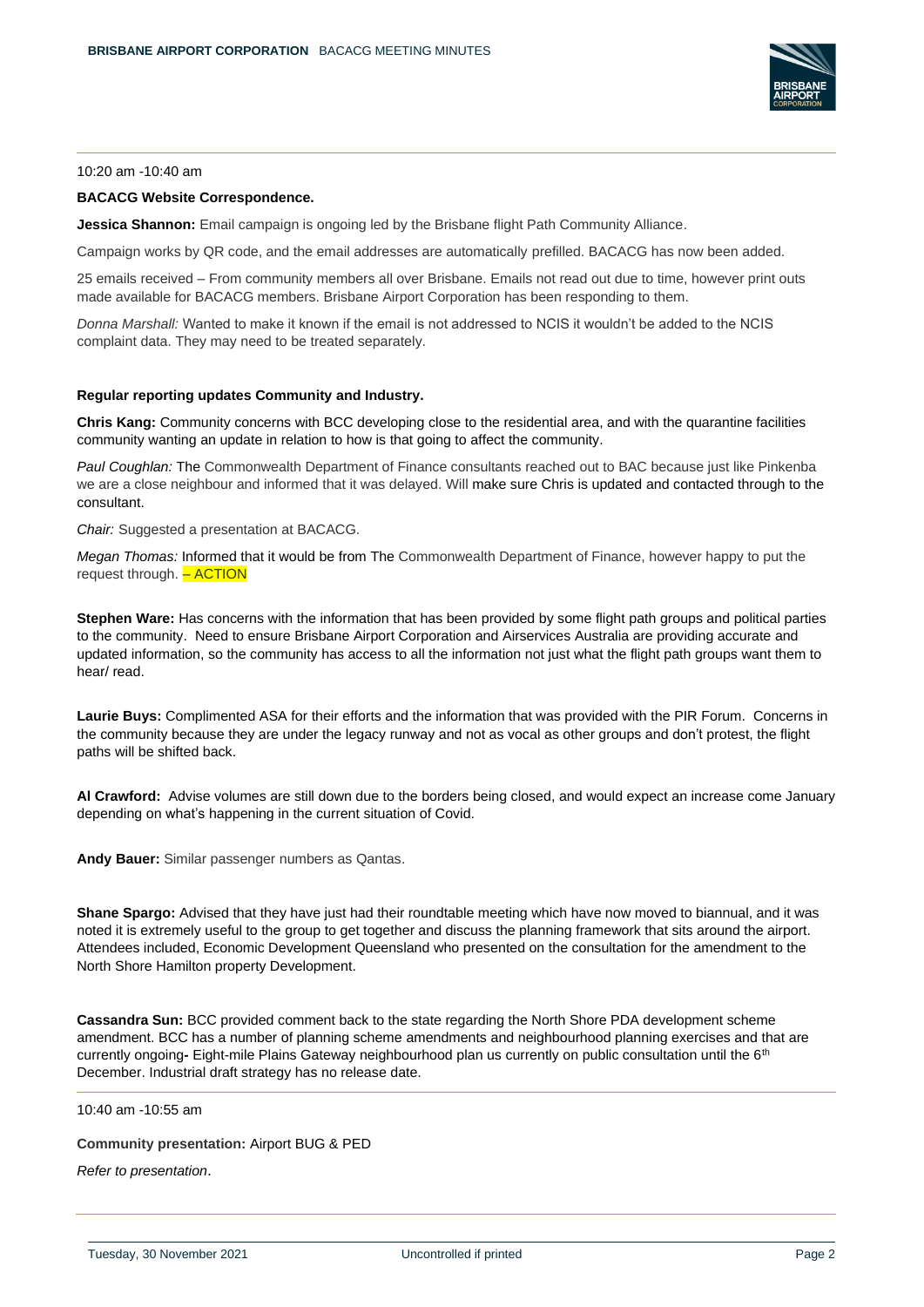10:20 am -10:40 am

**BACACG Website Correspondence.**

**Jessica Shannon:** Email campaign is ongoing led by the Brisbane flight Path Community Alliance.

Campaign works by QR code, and the email addresses are automatically prefilled. BACACG has now been added.

25 emails received – From community members all over Brisbane. Emails not read out due to time, however print outs made available for BACACG members. Brisbane Airport Corporation has been responding to them.

*Donna Marshall:* Wanted to make it known if the email is not addressed to NCIS it wouldn't be added to the NCIS complaint data. They may need to be treated separately.

**Regular reporting updates Community and Industry.**

**Chris Kang:** Community concerns with BCC developing close to the residential area, and with the quarantine facilities community wanting an update in relation to how is that going to affect the community.

*Paul Coughlan:* The Commonwealth Department of Finance consultants reached out to BAC because just like Pinkenba we are a close neighbour and informed that it was delayed. Will make sure Chris is updated and contacted through to the consultant.

*Chair:* Suggested a presentation at BACACG.

*Megan Thomas:* Informed that it would be from The Commonwealth Department of Finance, however happy to put the request through. – ACTION

**Stephen Ware:** Has concerns with the information that has been provided by some flight path groups and political parties to the community. Need to ensure Brisbane Airport Corporation and Airservices Australia are providing accurate and updated information, so the community has access to all the information not just what the flight path groups want them to hear/ read.

**Laurie Buys:** Complimented ASA for their efforts and the information that was provided with the PIR Forum. Concerns in the community because they are under the legacy runway and not as vocal as other groups and don't protest, the flight paths will be shifted back.

**Al Crawford:** Advise volumes are still down due to the borders being closed, and would expect an increase come January depending on what's happening in the current situation of Covid.

**Andy Bauer:** Similar passenger numbers as Qantas.

**Shane Spargo:** Advised that they have just had their roundtable meeting which have now moved to biannual, and it was noted it is extremely useful to the group to get together and discuss the planning framework that sits around the airport. Attendees included, Economic Development Queensland who presented on the consultation for the amendment to the North Shore Hamilton property Development.

**Cassandra Sun:** BCC provided comment back to the state regarding the North Shore PDA development scheme amendment. BCC has a number of planning scheme amendments and neighbourhood planning exercises and that are currently ongoing- Eight-mile Plains Gateway neighbourhood plan us currently on public consultation until the 6th December. Industrial draft strategy has no release date.

10:40 am -10:55 am

**Community presentation:** Airport BUG & PED

*Refer to presentation*.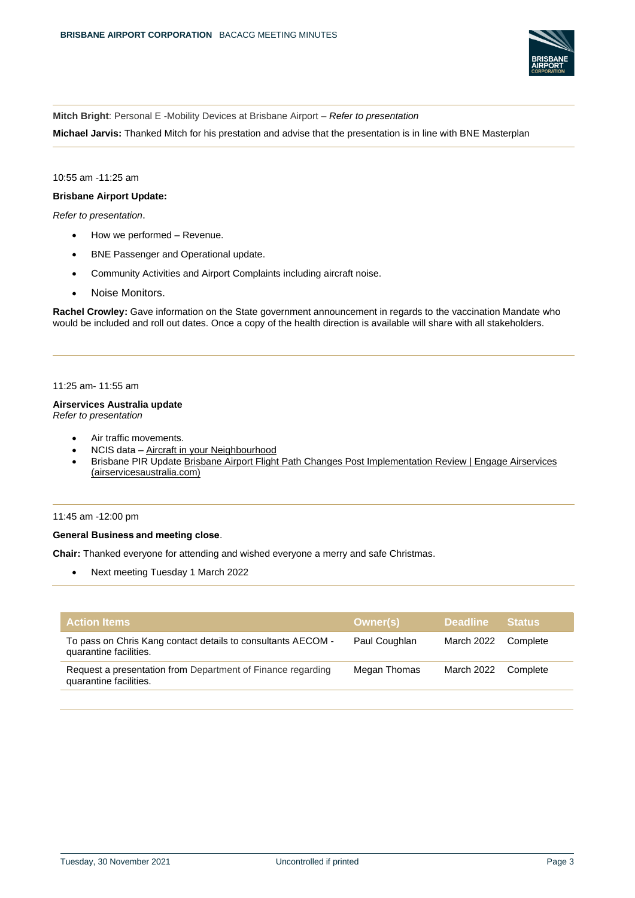**Mitch Bright**: Personal E -Mobility Devices at Brisbane Airport – *Refer to presentation*

**Michael Jarvis:** Thanked Mitch for his prestation and advise that the presentation is in line with BNE Masterplan

10:55 am -11:25 am

**Brisbane Airport Update:**

*Refer to presentation*.

- How we performed – Revenue.
- BNE Passenger and Operational update.
- Community Activities and Airport Complaints including aircraft noise.
- Noise Monitors.

**Rachel Crowley:** Gave information on the State government announcement in regards to the vaccination Mandate who would be included and roll out dates. Once a copy of the health direction is available will share with all stakeholders.

11:25 am- 11:55 am

**Airservices Australia update**
*Refer to presentation*

- Air traffic movements.
- NCIS data – Aircraft in your Neighbourhood
- Brisbane PIR Update Brisbane Airport Flight Path Changes Post Implementation Review | Engage Airservices (airservicesaustralia.com)

11:45 am -12:00 pm

**General Business and meeting close**.

**Chair:** Thanked everyone for attending and wished everyone a merry and safe Christmas.

- Next meeting Tuesday 1 March 2022

| Action Items | Owner(s) | Deadline | Status |
|---|---|---|---|
| To pass on Chris Kang contact details to consultants AECOM - quarantine facilities. | Paul Coughlan | March 2022 | Complete |
| Request a presentation from Department of Finance regarding quarantine facilities. | Megan Thomas | March 2022 | Complete |